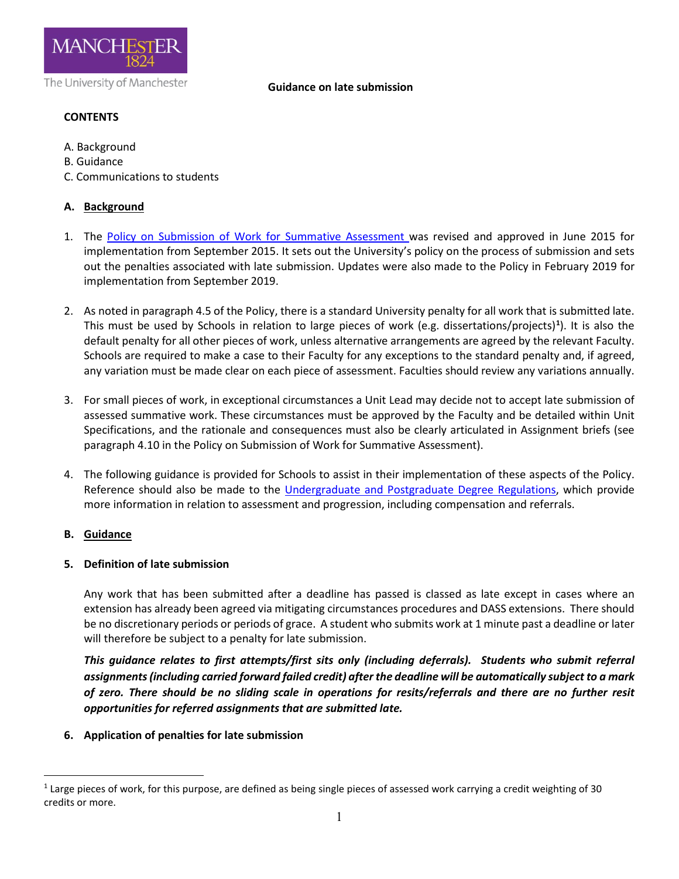**Guidance on late submission**

**CONTENTS**

A. Background
B. Guidance
C. Communications to students

## A. Background

1. The [Policy on Submission of Work for Summative Assessment](#) was revised and approved in June 2015 for implementation from September 2015. It sets out the University's policy on the process of submission and sets out the penalties associated with late submission. Updates were also made to the Policy in February 2019 for implementation from September 2019.

2. As noted in paragraph 4.5 of the Policy, there is a standard University penalty for all work that is submitted late. This must be used by Schools in relation to large pieces of work (e.g. dissertations/projects)[1]. It is also the default penalty for all other pieces of work, unless alternative arrangements are agreed by the relevant Faculty. Schools are required to make a case to their Faculty for any exceptions to the standard penalty and, if agreed, any variation must be made clear on each piece of assessment. Faculties should review any variations annually.

3. For small pieces of work, in exceptional circumstances a Unit Lead may decide not to accept late submission of assessed summative work. These circumstances must be approved by the Faculty and be detailed within Unit Specifications, and the rationale and consequences must also be clearly articulated in Assignment briefs (see paragraph 4.10 in the Policy on Submission of Work for Summative Assessment).

4. The following guidance is provided for Schools to assist in their implementation of these aspects of the Policy. Reference should also be made to the [Undergraduate and Postgraduate Degree Regulations](#), which provide more information in relation to assessment and progression, including compensation and referrals.

## B. Guidance

### 5. Definition of late submission

Any work that has been submitted after a deadline has passed is classed as late except in cases where an extension has already been agreed via mitigating circumstances procedures and DASS extensions. There should be no discretionary periods or periods of grace. A student who submits work at 1 minute past a deadline or later will therefore be subject to a penalty for late submission.

***This guidance relates to first attempts/first sits only (including deferrals). Students who submit referral assignments (including carried forward failed credit) after the deadline will be automatically subject to a mark of zero. There should be no sliding scale in operations for resits/referrals and there are no further resit opportunities for referred assignments that are submitted late.***

### 6. Application of penalties for late submission

[1] Large pieces of work, for this purpose, are defined as being single pieces of assessed work carrying a credit weighting of 30 credits or more.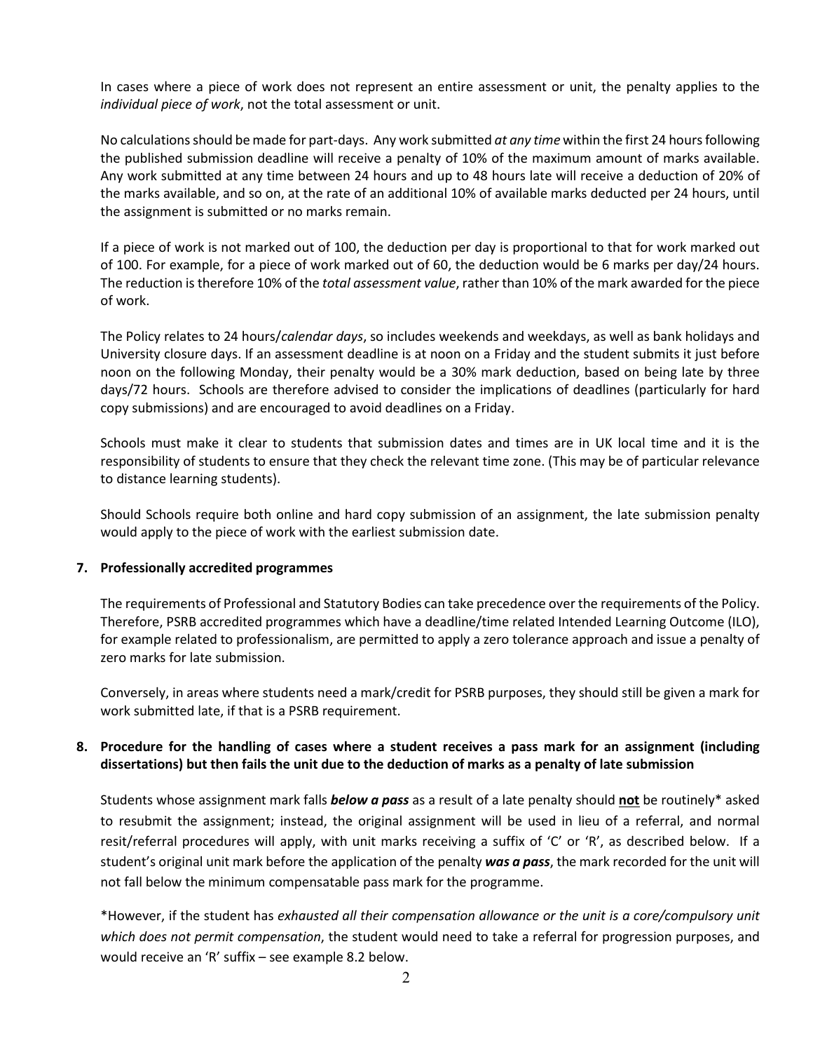In cases where a piece of work does not represent an entire assessment or unit, the penalty applies to the *individual piece of work*, not the total assessment or unit.

No calculations should be made for part-days. Any work submitted *at any time* within the first 24 hours following the published submission deadline will receive a penalty of 10% of the maximum amount of marks available. Any work submitted at any time between 24 hours and up to 48 hours late will receive a deduction of 20% of the marks available, and so on, at the rate of an additional 10% of available marks deducted per 24 hours, until the assignment is submitted or no marks remain.

If a piece of work is not marked out of 100, the deduction per day is proportional to that for work marked out of 100. For example, for a piece of work marked out of 60, the deduction would be 6 marks per day/24 hours. The reduction is therefore 10% of the *total assessment value*, rather than 10% of the mark awarded for the piece of work.

The Policy relates to 24 hours/*calendar days*, so includes weekends and weekdays, as well as bank holidays and University closure days. If an assessment deadline is at noon on a Friday and the student submits it just before noon on the following Monday, their penalty would be a 30% mark deduction, based on being late by three days/72 hours. Schools are therefore advised to consider the implications of deadlines (particularly for hard copy submissions) and are encouraged to avoid deadlines on a Friday.

Schools must make it clear to students that submission dates and times are in UK local time and it is the responsibility of students to ensure that they check the relevant time zone. (This may be of particular relevance to distance learning students).

Should Schools require both online and hard copy submission of an assignment, the late submission penalty would apply to the piece of work with the earliest submission date.

## 7. Professionally accredited programmes

The requirements of Professional and Statutory Bodies can take precedence over the requirements of the Policy. Therefore, PSRB accredited programmes which have a deadline/time related Intended Learning Outcome (ILO), for example related to professionalism, are permitted to apply a zero tolerance approach and issue a penalty of zero marks for late submission.

Conversely, in areas where students need a mark/credit for PSRB purposes, they should still be given a mark for work submitted late, if that is a PSRB requirement.

## 8. Procedure for the handling of cases where a student receives a pass mark for an assignment (including dissertations) but then fails the unit due to the deduction of marks as a penalty of late submission

Students whose assignment mark falls ***below a pass*** as a result of a late penalty should **not** be routinely* asked to resubmit the assignment; instead, the original assignment will be used in lieu of a referral, and normal resit/referral procedures will apply, with unit marks receiving a suffix of 'C' or 'R', as described below. If a student's original unit mark before the application of the penalty ***was a pass***, the mark recorded for the unit will not fall below the minimum compensatable pass mark for the programme.

*However, if the student has *exhausted all their compensation allowance or the unit is a core/compulsory unit which does not permit compensation*, the student would need to take a referral for progression purposes, and would receive an 'R' suffix – see example 8.2 below.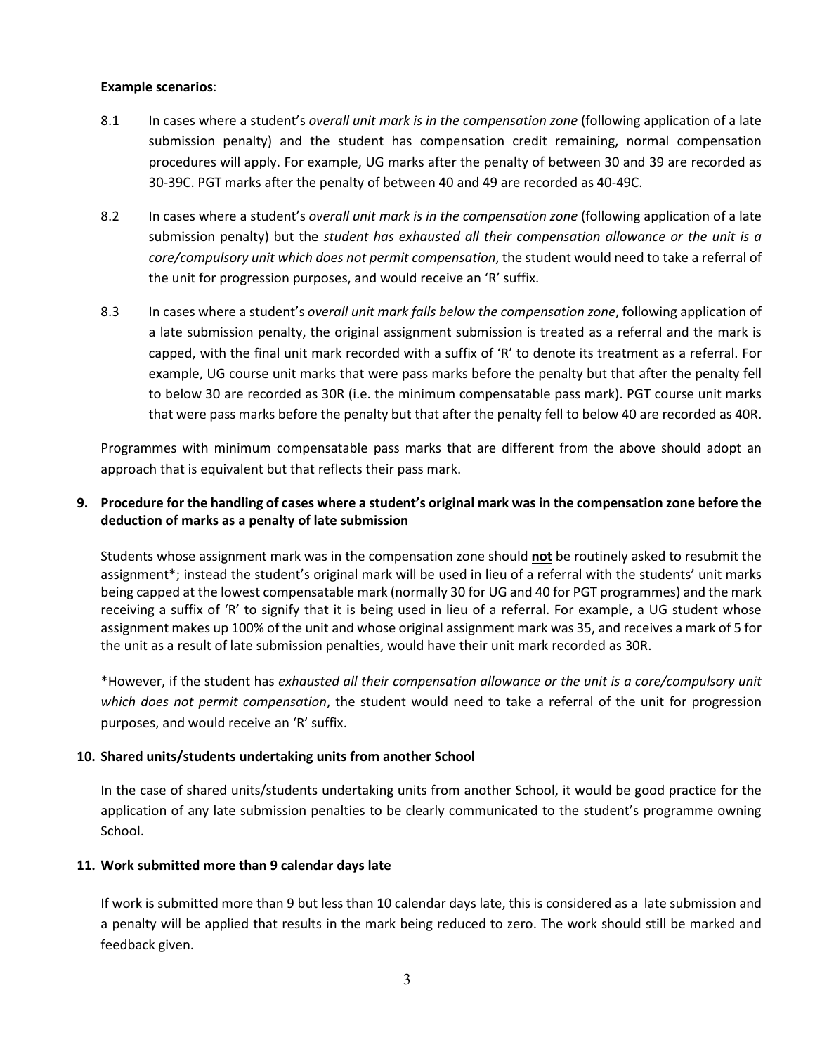**Example scenarios**:

8.1 In cases where a student's *overall unit mark is in the compensation zone* (following application of a late submission penalty) and the student has compensation credit remaining, normal compensation procedures will apply. For example, UG marks after the penalty of between 30 and 39 are recorded as 30-39C. PGT marks after the penalty of between 40 and 49 are recorded as 40-49C.

8.2 In cases where a student's *overall unit mark is in the compensation zone* (following application of a late submission penalty) but the *student has exhausted all their compensation allowance or the unit is a core/compulsory unit which does not permit compensation*, the student would need to take a referral of the unit for progression purposes, and would receive an 'R' suffix.

8.3 In cases where a student's *overall unit mark falls below the compensation zone*, following application of a late submission penalty, the original assignment submission is treated as a referral and the mark is capped, with the final unit mark recorded with a suffix of 'R' to denote its treatment as a referral. For example, UG course unit marks that were pass marks before the penalty but that after the penalty fell to below 30 are recorded as 30R (i.e. the minimum compensatable pass mark). PGT course unit marks that were pass marks before the penalty but that after the penalty fell to below 40 are recorded as 40R.

Programmes with minimum compensatable pass marks that are different from the above should adopt an approach that is equivalent but that reflects their pass mark.

### 9. Procedure for the handling of cases where a student's original mark was in the compensation zone before the deduction of marks as a penalty of late submission

Students whose assignment mark was in the compensation zone should **not** be routinely asked to resubmit the assignment*; instead the student's original mark will be used in lieu of a referral with the students' unit marks being capped at the lowest compensatable mark (normally 30 for UG and 40 for PGT programmes) and the mark receiving a suffix of 'R' to signify that it is being used in lieu of a referral. For example, a UG student whose assignment makes up 100% of the unit and whose original assignment mark was 35, and receives a mark of 5 for the unit as a result of late submission penalties, would have their unit mark recorded as 30R.

*However, if the student has *exhausted all their compensation allowance or the unit is a core/compulsory unit which does not permit compensation*, the student would need to take a referral of the unit for progression purposes, and would receive an 'R' suffix.

### 10. Shared units/students undertaking units from another School

In the case of shared units/students undertaking units from another School, it would be good practice for the application of any late submission penalties to be clearly communicated to the student's programme owning School.

### 11. Work submitted more than 9 calendar days late

If work is submitted more than 9 but less than 10 calendar days late, this is considered as a late submission and a penalty will be applied that results in the mark being reduced to zero. The work should still be marked and feedback given.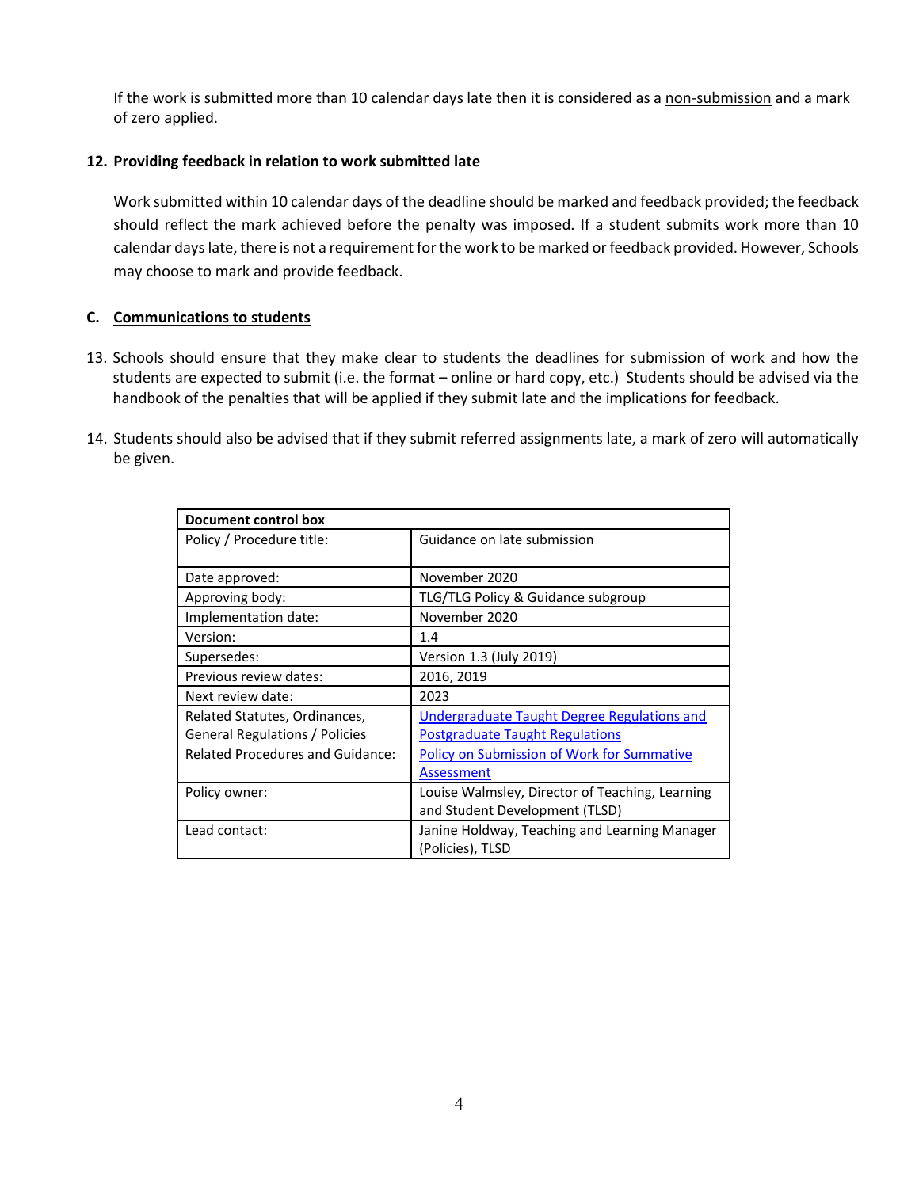If the work is submitted more than 10 calendar days late then it is considered as a <u>non-submission</u> and a mark of zero applied.

**12. Providing feedback in relation to work submitted late**

Work submitted within 10 calendar days of the deadline should be marked and feedback provided; the feedback should reflect the mark achieved before the penalty was imposed. If a student submits work more than 10 calendar days late, there is not a requirement for the work to be marked or feedback provided. However, Schools may choose to mark and provide feedback.

## C. Communications to students

13. Schools should ensure that they make clear to students the deadlines for submission of work and how the students are expected to submit (i.e. the format – online or hard copy, etc.) Students should be advised via the handbook of the penalties that will be applied if they submit late and the implications for feedback.

14. Students should also be advised that if they submit referred assignments late, a mark of zero will automatically be given.

| **Document control box** | |
|---|---|
| Policy / Procedure title: | Guidance on late submission |
| Date approved: | November 2020 |
| Approving body: | TLG/TLG Policy & Guidance subgroup |
| Implementation date: | November 2020 |
| Version: | 1.4 |
| Supersedes: | Version 1.3 (July 2019) |
| Previous review dates: | 2016, 2019 |
| Next review date: | 2023 |
| Related Statutes, Ordinances, General Regulations / Policies | Undergraduate Taught Degree Regulations and Postgraduate Taught Regulations |
| Related Procedures and Guidance: | Policy on Submission of Work for Summative Assessment |
| Policy owner: | Louise Walmsley, Director of Teaching, Learning and Student Development (TLSD) |
| Lead contact: | Janine Holdway, Teaching and Learning Manager (Policies), TLSD |